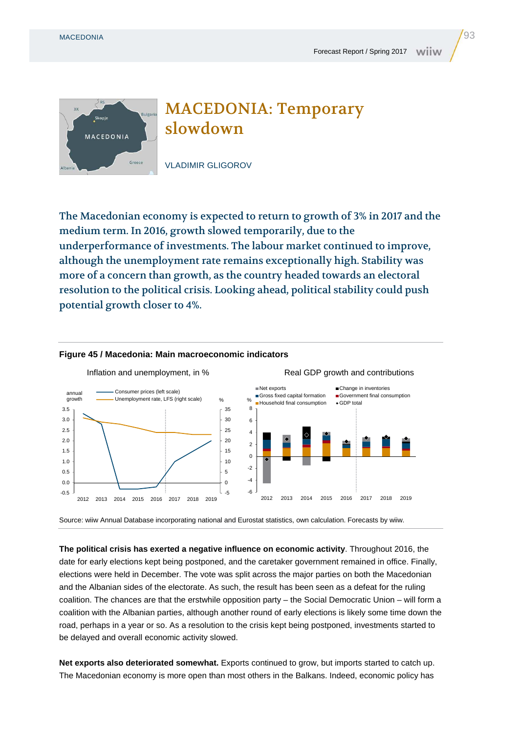# MACEDONIA: Temporary slowdown

VLADIMIR GLIGOROV

**The Macedonian economy is expected to return to growth of 3% in 2017 and the medium term. In 2016, growth slowed temporarily, due to the underperformance of investments. The labour market continued to improve, although the unemployment rate remains exceptionally high. Stability was more of a concern than growth, as the country headed towards an electoral resolution to the political crisis. Looking ahead, political stability could push potential growth closer to 4%.**

**Figure 45 / Macedonia: Main macroeconomic indicators**

Inflation and unemployment, in %

Real GDP growth and contributions

Source: wiiw Annual Database incorporating national and Eurostat statistics, own calculation. Forecasts by wiiw.

**The political crisis has exerted a negative influence on economic activity**. Throughout 2016, the date for early elections kept being postponed, and the caretaker government remained in office. Finally, elections were held in December. The vote was split across the major parties on both the Macedonian and the Albanian sides of the electorate. As such, the result has been seen as a defeat for the ruling coalition. The chances are that the erstwhile opposition party – the Social Democratic Union – will form a coalition with the Albanian parties, although another round of early elections is likely some time down the road, perhaps in a year or so. As a resolution to the crisis kept being postponed, investments started to be delayed and overall economic activity slowed.

**Net exports also deteriorated somewhat.** Exports continued to grow, but imports started to catch up. The Macedonian economy is more open than most others in the Balkans. Indeed, economic policy has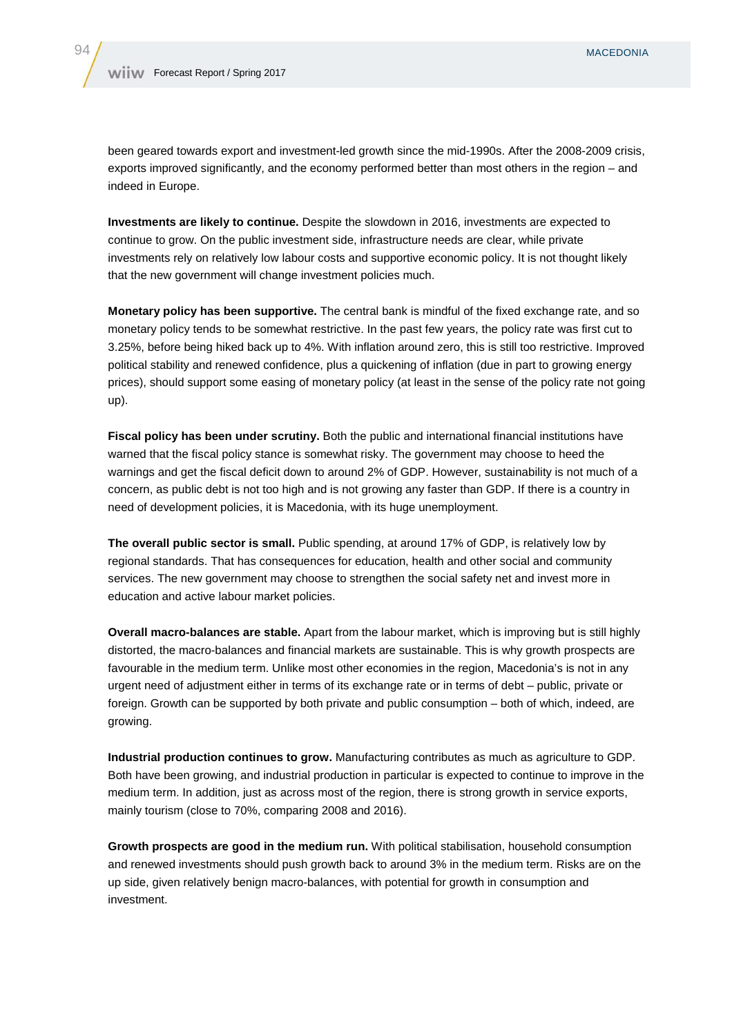been geared towards export and investment-led growth since the mid-1990s. After the 2008-2009 crisis, exports improved significantly, and the economy performed better than most others in the region – and indeed in Europe.

**Investments are likely to continue.** Despite the slowdown in 2016, investments are expected to continue to grow. On the public investment side, infrastructure needs are clear, while private investments rely on relatively low labour costs and supportive economic policy. It is not thought likely that the new government will change investment policies much.

**Monetary policy has been supportive.** The central bank is mindful of the fixed exchange rate, and so monetary policy tends to be somewhat restrictive. In the past few years, the policy rate was first cut to 3.25%, before being hiked back up to 4%. With inflation around zero, this is still too restrictive. Improved political stability and renewed confidence, plus a quickening of inflation (due in part to growing energy prices), should support some easing of monetary policy (at least in the sense of the policy rate not going up).

**Fiscal policy has been under scrutiny.** Both the public and international financial institutions have warned that the fiscal policy stance is somewhat risky. The government may choose to heed the warnings and get the fiscal deficit down to around 2% of GDP. However, sustainability is not much of a concern, as public debt is not too high and is not growing any faster than GDP. If there is a country in need of development policies, it is Macedonia, with its huge unemployment.

**The overall public sector is small.** Public spending, at around 17% of GDP, is relatively low by regional standards. That has consequences for education, health and other social and community services. The new government may choose to strengthen the social safety net and invest more in education and active labour market policies.

**Overall macro-balances are stable.** Apart from the labour market, which is improving but is still highly distorted, the macro-balances and financial markets are sustainable. This is why growth prospects are favourable in the medium term. Unlike most other economies in the region, Macedonia's is not in any urgent need of adjustment either in terms of its exchange rate or in terms of debt – public, private or foreign. Growth can be supported by both private and public consumption – both of which, indeed, are growing.

**Industrial production continues to grow.** Manufacturing contributes as much as agriculture to GDP. Both have been growing, and industrial production in particular is expected to continue to improve in the medium term. In addition, just as across most of the region, there is strong growth in service exports, mainly tourism (close to 70%, comparing 2008 and 2016).

**Growth prospects are good in the medium run.** With political stabilisation, household consumption and renewed investments should push growth back to around 3% in the medium term. Risks are on the up side, given relatively benign macro-balances, with potential for growth in consumption and investment.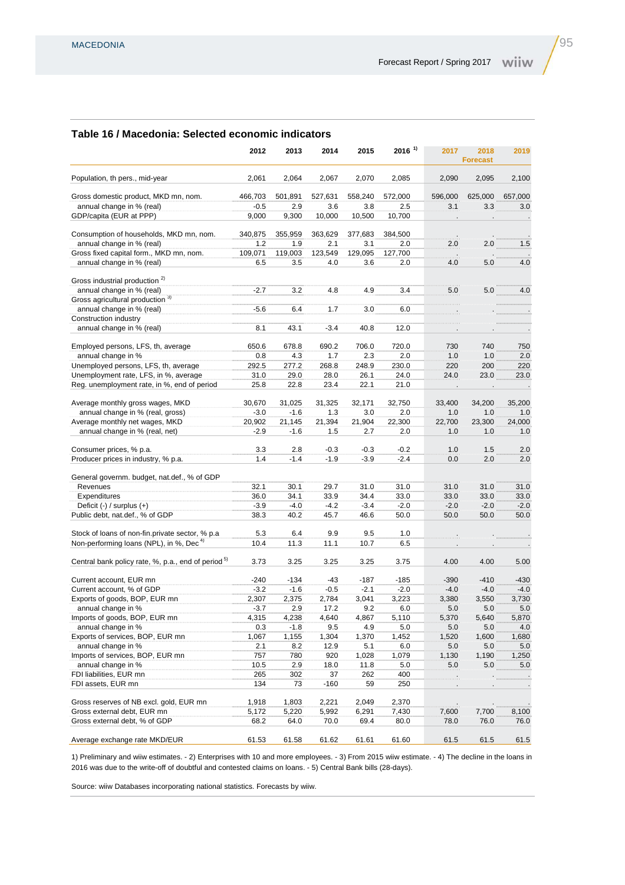## Table 16 / Macedonia: Selected economic indicators

| | 2012 | 2013 | 2014 | 2015 | 2016 1) | 2017 | 2018 Forecast | 2019 |
|---|---|---|---|---|---|---|---|---|
| Population, th pers., mid-year | 2,061 | 2,064 | 2,067 | 2,070 | 2,085 | 2,090 | 2,095 | 2,100 |
| Gross domestic product, MKD mn, nom. | 466,703 | 501,891 | 527,631 | 558,240 | 572,000 | 596,000 | 625,000 | 657,000 |
| annual change in % (real) | -0.5 | 2.9 | 3.6 | 3.8 | 2.5 | 3.1 | 3.3 | 3.0 |
| GDP/capita (EUR at PPP) | 9,000 | 9,300 | 10,000 | 10,500 | 10,700 | . | . | . |
| Consumption of households, MKD mn, nom. | 340,875 | 355,959 | 363,629 | 377,683 | 384,500 | . | . | . |
| annual change in % (real) | 1.2 | 1.9 | 2.1 | 3.1 | 2.0 | 2.0 | 2.0 | 1.5 |
| Gross fixed capital form., MKD mn, nom. | 109,071 | 119,003 | 123,549 | 129,095 | 127,700 | . | . | . |
| annual change in % (real) | 6.5 | 3.5 | 4.0 | 3.6 | 2.0 | 4.0 | 5.0 | 4.0 |
| Gross industrial production 2) | | | | | | | | |
| annual change in % (real) | -2.7 | 3.2 | 4.8 | 4.9 | 3.4 | 5.0 | 5.0 | 4.0 |
| Gross agricultural production 3) | | | | | | | | |
| annual change in % (real) | -5.6 | 6.4 | 1.7 | 3.0 | 6.0 | . | . | . |
| Construction industry | | | | | | | | |
| annual change in % (real) | 8.1 | 43.1 | -3.4 | 40.8 | 12.0 | . | . | . |
| Employed persons, LFS, th, average | 650.6 | 678.8 | 690.2 | 706.0 | 720.0 | 730 | 740 | 750 |
| annual change in % | 0.8 | 4.3 | 1.7 | 2.3 | 2.0 | 1.0 | 1.0 | 2.0 |
| Unemployed persons, LFS, th, average | 292.5 | 277.2 | 268.8 | 248.9 | 230.0 | 220 | 200 | 220 |
| Unemployment rate, LFS, in %, average | 31.0 | 29.0 | 28.0 | 26.1 | 24.0 | 24.0 | 23.0 | 23.0 |
| Reg. unemployment rate, in %, end of period | 25.8 | 22.8 | 23.4 | 22.1 | 21.0 | . | . | . |
| Average monthly gross wages, MKD | 30,670 | 31,025 | 31,325 | 32,171 | 32,750 | 33,400 | 34,200 | 35,200 |
| annual change in % (real, gross) | -3.0 | -1.6 | 1.3 | 3.0 | 2.0 | 1.0 | 1.0 | 1.0 |
| Average monthly net wages, MKD | 20,902 | 21,145 | 21,394 | 21,904 | 22,300 | 22,700 | 23,300 | 24,000 |
| annual change in % (real, net) | -2.9 | -1.6 | 1.5 | 2.7 | 2.0 | 1.0 | 1.0 | 1.0 |
| Consumer prices, % p.a. | 3.3 | 2.8 | -0.3 | -0.3 | -0.2 | 1.0 | 1.5 | 2.0 |
| Producer prices in industry, % p.a. | 1.4 | -1.4 | -1.9 | -3.9 | -2.4 | 0.0 | 2.0 | 2.0 |
| General governm. budget, nat.def., % of GDP | | | | | | | | |
| Revenues | 32.1 | 30.1 | 29.7 | 31.0 | 31.0 | 31.0 | 31.0 | 31.0 |
| Expenditures | 36.0 | 34.1 | 33.9 | 34.4 | 33.0 | 33.0 | 33.0 | 33.0 |
| Deficit (-) / surplus (+) | -3.9 | -4.0 | -4.2 | -3.4 | -2.0 | -2.0 | -2.0 | -2.0 |
| Public debt, nat.def., % of GDP | 38.3 | 40.2 | 45.7 | 46.6 | 50.0 | 50.0 | 50.0 | 50.0 |
| Stock of loans of non-fin.private sector, % p.a | 5.3 | 6.4 | 9.9 | 9.5 | 1.0 | . | . | . |
| Non-performing loans (NPL), in %, Dec 4) | 10.4 | 11.3 | 11.1 | 10.7 | 6.5 | . | . | . |
| Central bank policy rate, %, p.a., end of period 5) | 3.73 | 3.25 | 3.25 | 3.25 | 3.75 | 4.00 | 4.00 | 5.00 |
| Current account, EUR mn | -240 | -134 | -43 | -187 | -185 | -390 | -410 | -430 |
| Current account, % of GDP | -3.2 | -1.6 | -0.5 | -2.1 | -2.0 | -4.0 | -4.0 | -4.0 |
| Exports of goods, BOP, EUR mn | 2,307 | 2,375 | 2,784 | 3,041 | 3,223 | 3,380 | 3,550 | 3,730 |
| annual change in % | -3.7 | 2.9 | 17.2 | 9.2 | 6.0 | 5.0 | 5.0 | 5.0 |
| Imports of goods, BOP, EUR mn | 4,315 | 4,238 | 4,640 | 4,867 | 5,110 | 5,370 | 5,640 | 5,870 |
| annual change in % | 0.3 | -1.8 | 9.5 | 4.9 | 5.0 | 5.0 | 5.0 | 4.0 |
| Exports of services, BOP, EUR mn | 1,067 | 1,155 | 1,304 | 1,370 | 1,452 | 1,520 | 1,600 | 1,680 |
| annual change in % | 2.1 | 8.2 | 12.9 | 5.1 | 6.0 | 5.0 | 5.0 | 5.0 |
| Imports of services, BOP, EUR mn | 757 | 780 | 920 | 1,028 | 1,079 | 1,130 | 1,190 | 1,250 |
| annual change in % | 10.5 | 2.9 | 18.0 | 11.8 | 5.0 | 5.0 | 5.0 | 5.0 |
| FDI liabilities, EUR mn | 265 | 302 | 37 | 262 | 400 | . | . | . |
| FDI assets, EUR mn | 134 | 73 | -160 | 59 | 250 | . | . | . |
| Gross reserves of NB excl. gold, EUR mn | 1,918 | 1,803 | 2,221 | 2,049 | 2,370 | . | . | . |
| Gross external debt, EUR mn | 5,172 | 5,220 | 5,992 | 6,291 | 7,430 | 7,600 | 7,700 | 8,100 |
| Gross external debt, % of GDP | 68.2 | 64.0 | 70.0 | 69.4 | 80.0 | 78.0 | 76.0 | 76.0 |
| Average exchange rate MKD/EUR | 61.53 | 61.58 | 61.62 | 61.61 | 61.60 | 61.5 | 61.5 | 61.5 |

1) Preliminary and wiiw estimates. - 2) Enterprises with 10 and more employees. - 3) From 2015 wiiw estimate. - 4) The decline in the loans in 2016 was due to the write-off of doubtful and contested claims on loans. - 5) Central Bank bills (28-days).

Source: wiiw Databases incorporating national statistics. Forecasts by wiiw.